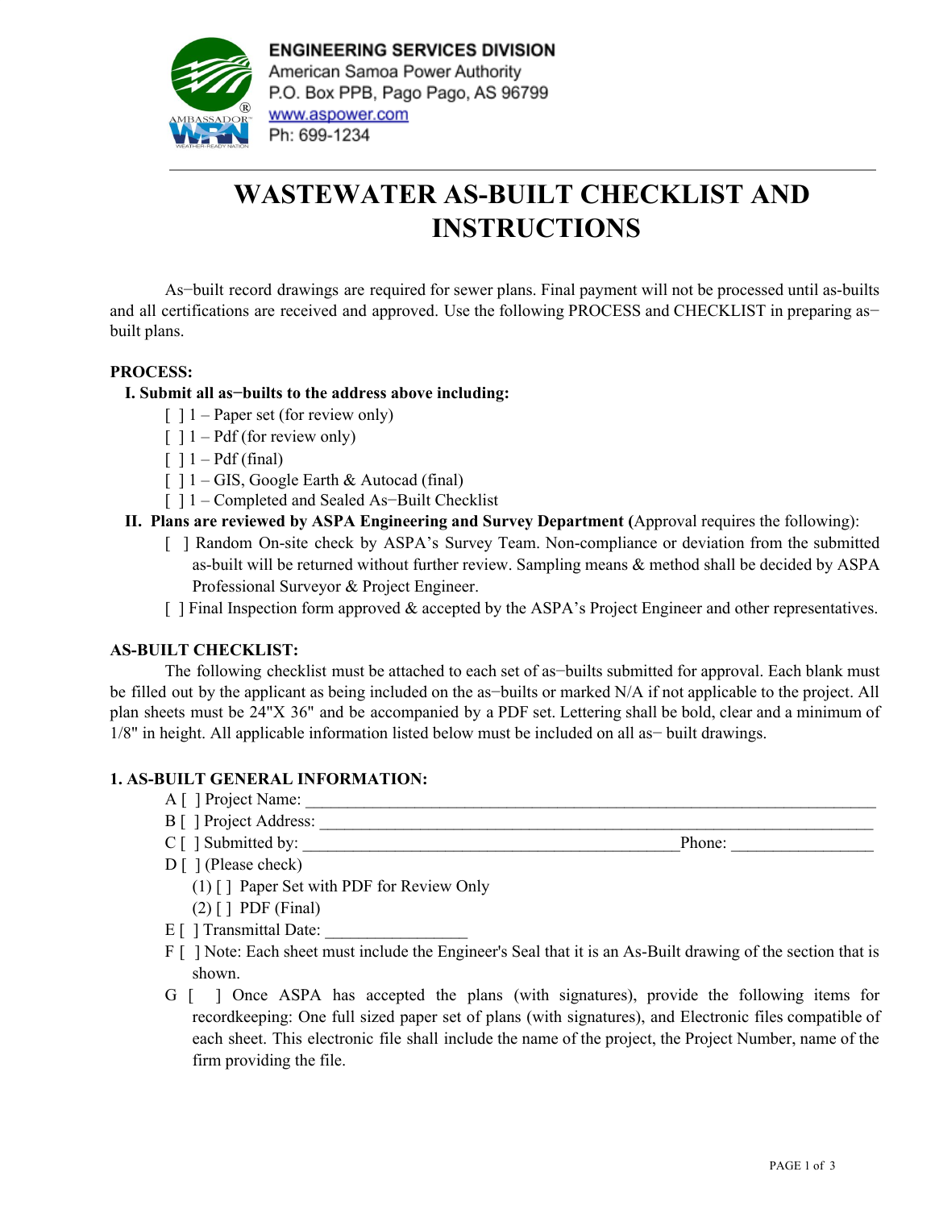**ENGINEERING SERVICES DIVISION**
American Samoa Power Authority
P.O. Box PPB, Pago Pago, AS 96799
www.aspower.com
Ph: 699-1234

# WASTEWATER AS-BUILT CHECKLIST AND INSTRUCTIONS

As−built record drawings are required for sewer plans. Final payment will not be processed until as-builts and all certifications are received and approved. Use the following PROCESS and CHECKLIST in preparing as−built plans.

**PROCESS:**

**I. Submit all as−builts to the address above including:**

- [ ] 1 – Paper set (for review only)
- [ ] 1 – Pdf (for review only)
- [ ] 1 – Pdf (final)
- [ ] 1 – GIS, Google Earth & Autocad (final)
- [ ] 1 – Completed and Sealed As−Built Checklist

**II. Plans are reviewed by ASPA Engineering and Survey Department (**Approval requires the following):

- [ ] Random On-site check by ASPA's Survey Team. Non-compliance or deviation from the submitted as-built will be returned without further review. Sampling means & method shall be decided by ASPA Professional Surveyor & Project Engineer.
- [ ] Final Inspection form approved & accepted by the ASPA's Project Engineer and other representatives.

**AS-BUILT CHECKLIST:**

The following checklist must be attached to each set of as−builts submitted for approval. Each blank must be filled out by the applicant as being included on the as−builts or marked N/A if not applicable to the project. All plan sheets must be 24"X 36" and be accompanied by a PDF set. Lettering shall be bold, clear and a minimum of 1/8" in height. All applicable information listed below must be included on all as− built drawings.

**1. AS-BUILT GENERAL INFORMATION:**

A [ ] Project Name: ______________________________________________________________________

B [ ] Project Address: ____________________________________________________________________

C [ ] Submitted by: _____________________________________________Phone: _________________

D [ ] (Please check)

(1) [ ] Paper Set with PDF for Review Only

(2) [ ] PDF (Final)

E [ ] Transmittal Date: _________________

F [ ] Note: Each sheet must include the Engineer's Seal that it is an As-Built drawing of the section that is shown.

G [ ] Once ASPA has accepted the plans (with signatures), provide the following items for recordkeeping: One full sized paper set of plans (with signatures), and Electronic files compatible of each sheet. This electronic file shall include the name of the project, the Project Number, name of the firm providing the file.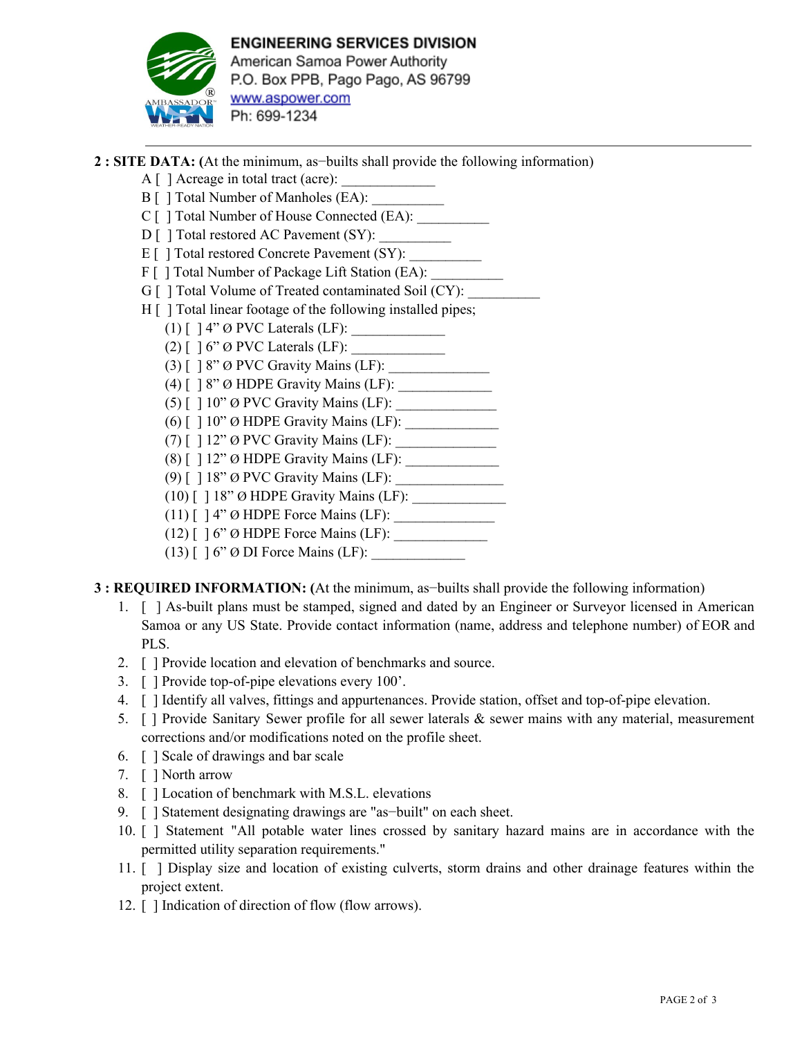**ENGINEERING SERVICES DIVISION**
American Samoa Power Authority
P.O. Box PPB, Pago Pago, AS 96799
www.aspower.com
Ph: 699-1234

---

**2 : SITE DATA: (**At the minimum, as−builts shall provide the following information)

A [ ] Acreage in total tract (acre): _____________
B [ ] Total Number of Manholes (EA): __________
C [ ] Total Number of House Connected (EA): __________
D [ ] Total restored AC Pavement (SY): __________
E [ ] Total restored Concrete Pavement (SY): __________
F [ ] Total Number of Package Lift Station (EA): __________
G [ ] Total Volume of Treated contaminated Soil (CY): __________
H [ ] Total linear footage of the following installed pipes;
(1) [ ] 4" Ø PVC Laterals (LF): _____________
(2) [ ] 6" Ø PVC Laterals (LF): _____________
(3) [ ] 8" Ø PVC Gravity Mains (LF): ______________
(4) [ ] 8" Ø HDPE Gravity Mains (LF): _____________
(5) [ ] 10" Ø PVC Gravity Mains (LF): ______________
(6) [ ] 10" Ø HDPE Gravity Mains (LF): _____________
(7) [ ] 12" Ø PVC Gravity Mains (LF): ______________
(8) [ ] 12" Ø HDPE Gravity Mains (LF): _____________
(9) [ ] 18" Ø PVC Gravity Mains (LF): _______________
(10) [ ] 18" Ø HDPE Gravity Mains (LF): _____________
(11) [ ] 4" Ø HDPE Force Mains (LF): ______________
(12) [ ] 6" Ø HDPE Force Mains (LF): _____________
(13) [ ] 6" Ø DI Force Mains (LF): _____________

**3 : REQUIRED INFORMATION: (**At the minimum, as−builts shall provide the following information)

1. [ ] As-built plans must be stamped, signed and dated by an Engineer or Surveyor licensed in American Samoa or any US State. Provide contact information (name, address and telephone number) of EOR and PLS.
2. [ ] Provide location and elevation of benchmarks and source.
3. [ ] Provide top-of-pipe elevations every 100'.
4. [ ] Identify all valves, fittings and appurtenances. Provide station, offset and top-of-pipe elevation.
5. [ ] Provide Sanitary Sewer profile for all sewer laterals & sewer mains with any material, measurement corrections and/or modifications noted on the profile sheet.
6. [ ] Scale of drawings and bar scale
7. [ ] North arrow
8. [ ] Location of benchmark with M.S.L. elevations
9. [ ] Statement designating drawings are "as−built" on each sheet.
10. [ ] Statement "All potable water lines crossed by sanitary hazard mains are in accordance with the permitted utility separation requirements."
11. [ ] Display size and location of existing culverts, storm drains and other drainage features within the project extent.
12. [ ] Indication of direction of flow (flow arrows).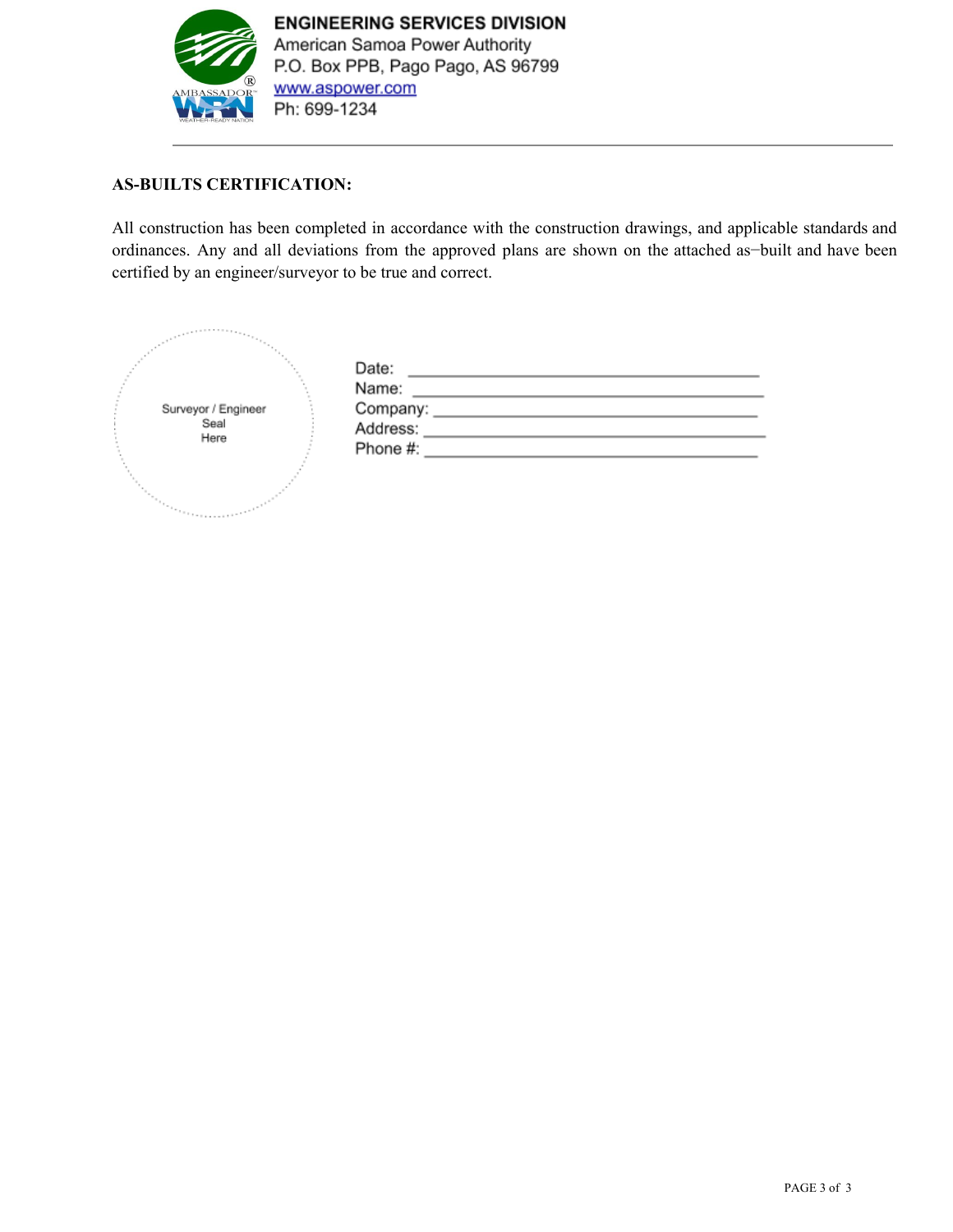**ENGINEERING SERVICES DIVISION**
American Samoa Power Authority
P.O. Box PPB, Pago Pago, AS 96799
www.aspower.com
Ph: 699-1234

---

**AS-BUILTS CERTIFICATION:**

All construction has been completed in accordance with the construction drawings, and applicable standards and ordinances. Any and all deviations from the approved plans are shown on the attached as−built and have been certified by an engineer/surveyor to be true and correct.

Surveyor / Engineer
Seal
Here

Date: ______________________________

Name: ______________________________

Company: ______________________________

Address: ______________________________

Phone #: ______________________________